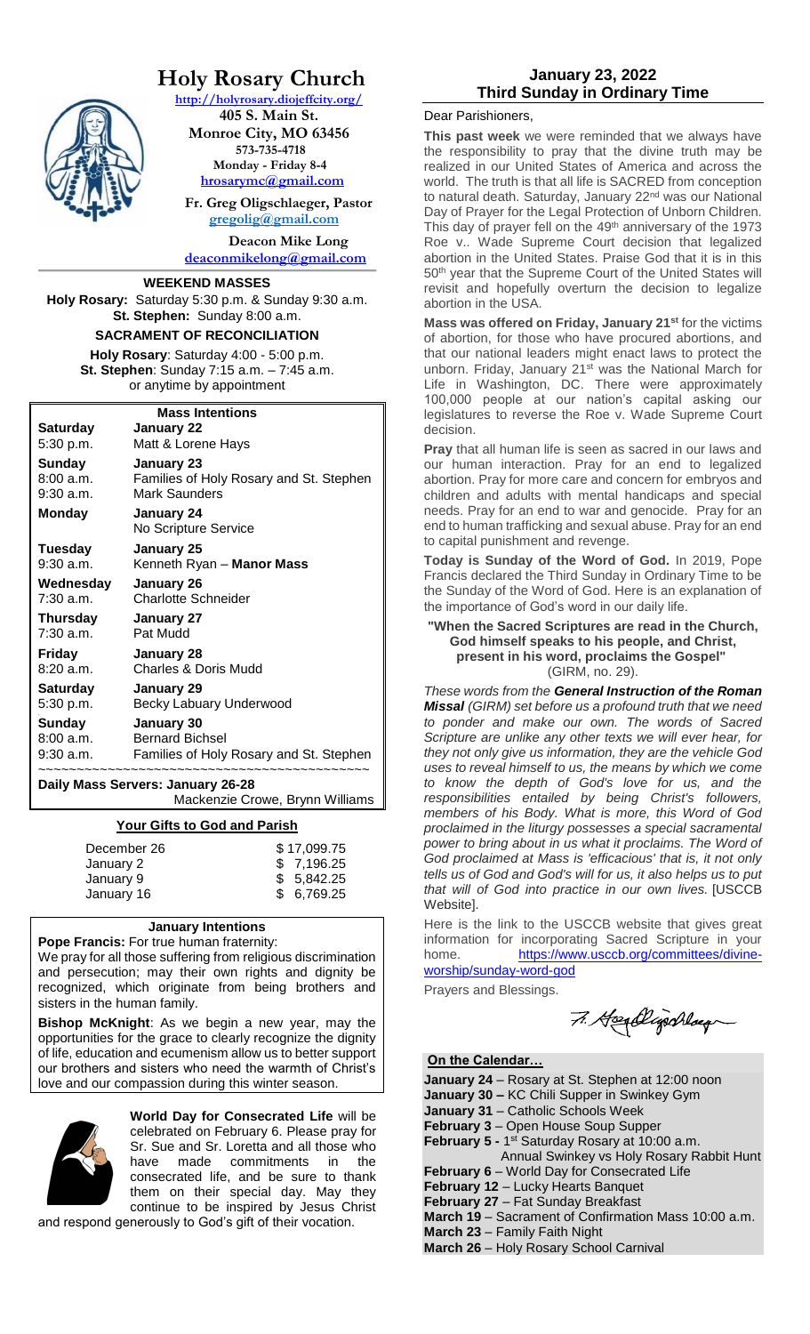# Holy Rosary Church

http://holyrosary.diojeffcity.org/

**405 S. Main St.**
**Monroe City, MO 63456**
**573-735-4718**
**Monday - Friday 8-4**
**hrosarymc@gmail.com**

**Fr. Greg Oligschlaeger, Pastor**
**gregolig@gmail.com**

**Deacon Mike Long**
**deaconmikelong@gmail.com**

## WEEKEND MASSES

**Holy Rosary:** Saturday 5:30 p.m. & Sunday 9:30 a.m.
**St. Stephen:** Sunday 8:00 a.m.

## SACRAMENT OF RECONCILIATION

**Holy Rosary**: Saturday 4:00 - 5:00 p.m.
**St. Stephen**: Sunday 7:15 a.m. – 7:45 a.m.
or anytime by appointment

### Mass Intentions

| | |
|---|---|
| **Saturday** 5:30 p.m. | **January 22** Matt & Lorene Hays |
| **Sunday** 8:00 a.m. 9:30 a.m. | **January 23** Families of Holy Rosary and St. Stephen; Mark Saunders |
| **Monday** | **January 24** No Scripture Service |
| **Tuesday** 9:30 a.m. | **January 25** Kenneth Ryan – **Manor Mass** |
| **Wednesday** 7:30 a.m. | **January 26** Charlotte Schneider |
| **Thursday** 7:30 a.m. | **January 27** Pat Mudd |
| **Friday** 8:20 a.m. | **January 28** Charles & Doris Mudd |
| **Saturday** 5:30 p.m. | **January 29** Becky Labuary Underwood |
| **Sunday** 8:00 a.m. 9:30 a.m. | **January 30** Bernard Bichsel; Families of Holy Rosary and St. Stephen |

**Daily Mass Servers: January 26-28**
Mackenzie Crowe, Brynn Williams

### Your Gifts to God and Parish

| | |
|---|---|
| December 26 | $ 17,099.75 |
| January 2 | $ 7,196.25 |
| January 9 | $ 5,842.25 |
| January 16 | $ 6,769.25 |

### January Intentions

**Pope Francis:** For true human fraternity:
We pray for all those suffering from religious discrimination and persecution; may their own rights and dignity be recognized, which originate from being brothers and sisters in the human family.

**Bishop McKnight**: As we begin a new year, may the opportunities for the grace to clearly recognize the dignity of life, education and ecumenism allow us to better support our brothers and sisters who need the warmth of Christ's love and our compassion during this winter season.

**World Day for Consecrated Life** will be celebrated on February 6. Please pray for Sr. Sue and Sr. Loretta and all those who have made commitments in the consecrated life, and be sure to thank them on their special day. May they continue to be inspired by Jesus Christ and respond generously to God's gift of their vocation.

## January 23, 2022
## Third Sunday in Ordinary Time

Dear Parishioners,

**This past week** we were reminded that we always have the responsibility to pray that the divine truth may be realized in our United States of America and across the world. The truth is that all life is SACRED from conception to natural death. Saturday, January 22nd was our National Day of Prayer for the Legal Protection of Unborn Children. This day of prayer fell on the 49th anniversary of the 1973 Roe v.. Wade Supreme Court decision that legalized abortion in the United States. Praise God that it is in this 50th year that the Supreme Court of the United States will revisit and hopefully overturn the decision to legalize abortion in the USA.

**Mass was offered on Friday, January 21st** for the victims of abortion, for those who have procured abortions, and that our national leaders might enact laws to protect the unborn. Friday, January 21st was the National March for Life in Washington, DC. There were approximately 100,000 people at our nation's capital asking our legislatures to reverse the Roe v. Wade Supreme Court decision.

**Pray** that all human life is seen as sacred in our laws and our human interaction. Pray for an end to legalized abortion. Pray for more care and concern for embryos and children and adults with mental handicaps and special needs. Pray for an end to war and genocide. Pray for an end to human trafficking and sexual abuse. Pray for an end to capital punishment and revenge.

**Today is Sunday of the Word of God.** In 2019, Pope Francis declared the Third Sunday in Ordinary Time to be the Sunday of the Word of God. Here is an explanation of the importance of God's word in our daily life.

**"When the Sacred Scriptures are read in the Church, God himself speaks to his people, and Christ, present in his word, proclaims the Gospel"** (GIRM, no. 29).

*These words from the* ***General Instruction of the Roman Missal*** *(GIRM) set before us a profound truth that we need to ponder and make our own. The words of Sacred Scripture are unlike any other texts we will ever hear, for they not only give us information, they are the vehicle God uses to reveal himself to us, the means by which we come to know the depth of God's love for us, and the responsibilities entailed by being Christ's followers, members of his Body. What is more, this Word of God proclaimed in the liturgy possesses a special sacramental power to bring about in us what it proclaims. The Word of God proclaimed at Mass is 'efficacious' that is, it not only tells us of God and God's will for us, it also helps us to put that will of God into practice in our own lives.* [USCCB Website].

Here is the link to the USCCB website that gives great information for incorporating Sacred Scripture in your home. https://www.usccb.org/committees/divine-worship/sunday-word-god

Prayers and Blessings.

Fr. Greg Oligschlaeger

### On the Calendar…

- **January 24** – Rosary at St. Stephen at 12:00 noon
- **January 30 –** KC Chili Supper in Swinkey Gym
- **January 31** – Catholic Schools Week
- **February 3** – Open House Soup Supper
- **February 5 -** 1st Saturday Rosary at 10:00 a.m. Annual Swinkey vs Holy Rosary Rabbit Hunt
- **February 6** – World Day for Consecrated Life
- **February 12** – Lucky Hearts Banquet
- **February 27** – Fat Sunday Breakfast
- **March 19** – Sacrament of Confirmation Mass 10:00 a.m.
- **March 23** – Family Faith Night
- **March 26** – Holy Rosary School Carnival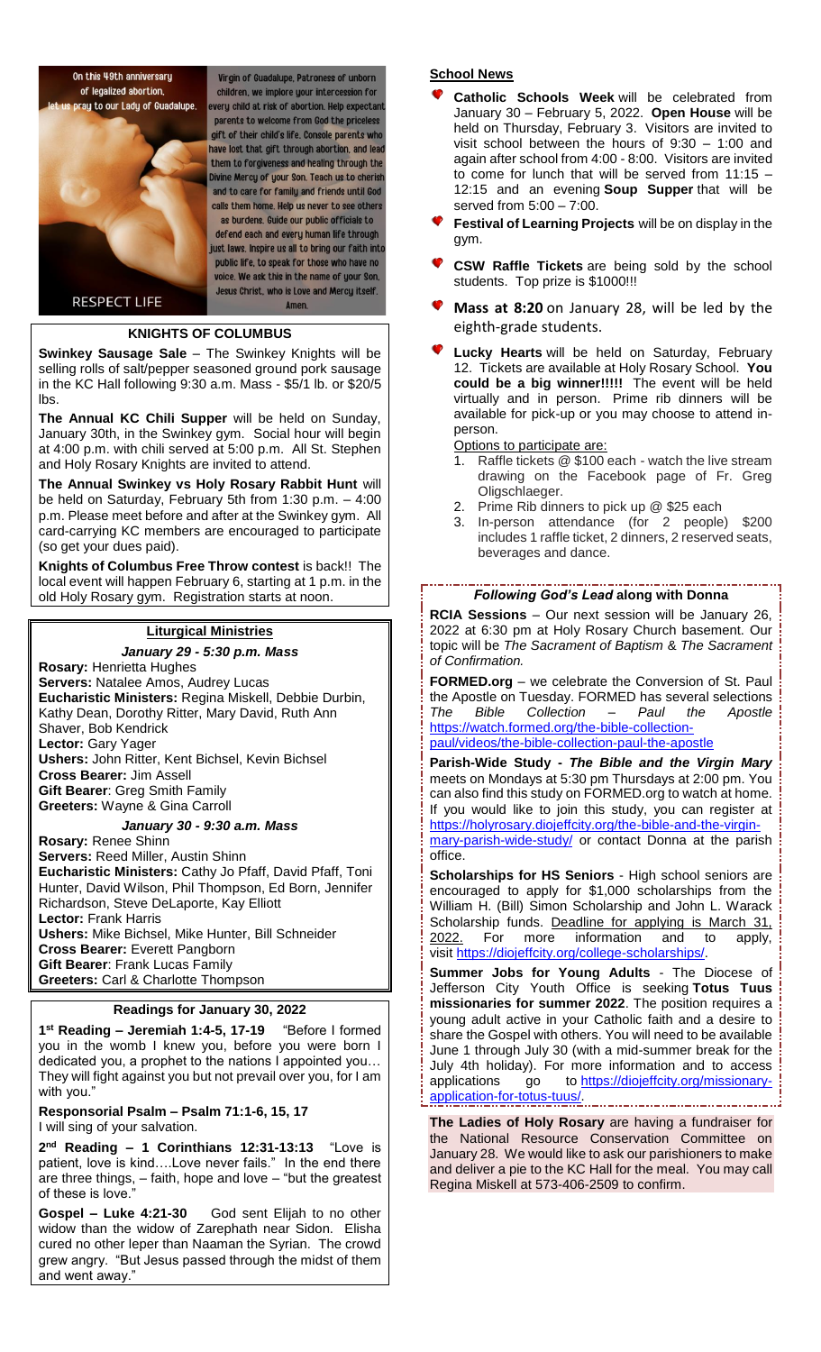On this 49th anniversary of legalized abortion, let us pray to our Lady of Guadalupe.

Virgin of Guadalupe, Patroness of unborn children, we implore your intercession for every child at risk of abortion. Help expectant parents to welcome from God the priceless gift of their child's life. Console parents who have lost that gift through abortion, and lead them to forgiveness and healing through the Divine Mercy of your Son. Teach us to cherish and to care for family and friends until God calls them home. Help us never to see others as burdens. Guide our public officials to defend each and every human life through just laws. Inspire us all to bring our faith into public life, to speak for those who have no voice. We ask this in the name of your Son, Jesus Christ, who is Love and Mercy itself. Amen.

RESPECT LIFE

## KNIGHTS OF COLUMBUS

**Swinkey Sausage Sale** – The Swinkey Knights will be selling rolls of salt/pepper seasoned ground pork sausage in the KC Hall following 9:30 a.m. Mass - $5/1 lb. or $20/5 lbs.

**The Annual KC Chili Supper** will be held on Sunday, January 30th, in the Swinkey gym. Social hour will begin at 4:00 p.m. with chili served at 5:00 p.m. All St. Stephen and Holy Rosary Knights are invited to attend.

**The Annual Swinkey vs Holy Rosary Rabbit Hunt** will be held on Saturday, February 5th from 1:30 p.m. – 4:00 p.m. Please meet before and after at the Swinkey gym. All card-carrying KC members are encouraged to participate (so get your dues paid).

**Knights of Columbus Free Throw contest** is back!! The local event will happen February 6, starting at 1 p.m. in the old Holy Rosary gym. Registration starts at noon.

## Liturgical Ministries

***January 29 - 5:30 p.m. Mass***

**Rosary:** Henrietta Hughes
**Servers:** Natalee Amos, Audrey Lucas
**Eucharistic Ministers:** Regina Miskell, Debbie Durbin, Kathy Dean, Dorothy Ritter, Mary David, Ruth Ann Shaver, Bob Kendrick
**Lector:** Gary Yager
**Ushers:** John Ritter, Kent Bichsel, Kevin Bichsel
**Cross Bearer:** Jim Assell
**Gift Bearer**: Greg Smith Family
**Greeters:** Wayne & Gina Carroll

***January 30 - 9:30 a.m. Mass***

**Rosary:** Renee Shinn
**Servers:** Reed Miller, Austin Shinn
**Eucharistic Ministers:** Cathy Jo Pfaff, David Pfaff, Toni Hunter, David Wilson, Phil Thompson, Ed Born, Jennifer Richardson, Steve DeLaporte, Kay Elliott
**Lector:** Frank Harris
**Ushers:** Mike Bichsel, Mike Hunter, Bill Schneider
**Cross Bearer:** Everett Pangborn
**Gift Bearer**: Frank Lucas Family
**Greeters:** Carl & Charlotte Thompson

## Readings for January 30, 2022

**1st Reading – Jeremiah 1:4-5, 17-19** "Before I formed you in the womb I knew you, before you were born I dedicated you, a prophet to the nations I appointed you… They will fight against you but not prevail over you, for I am with you."

**Responsorial Psalm – Psalm 71:1-6, 15, 17**
I will sing of your salvation.

**2nd Reading – 1 Corinthians 12:31-13:13** "Love is patient, love is kind….Love never fails." In the end there are three things, – faith, hope and love – "but the greatest of these is love."

**Gospel – Luke 4:21-30** God sent Elijah to no other widow than the widow of Zarephath near Sidon. Elisha cured no other leper than Naaman the Syrian. The crowd grew angry. "But Jesus passed through the midst of them and went away."

## School News

- **Catholic Schools Week** will be celebrated from January 30 – February 5, 2022. **Open House** will be held on Thursday, February 3. Visitors are invited to visit school between the hours of 9:30 – 1:00 and again after school from 4:00 - 8:00. Visitors are invited to come for lunch that will be served from 11:15 – 12:15 and an evening **Soup Supper** that will be served from 5:00 – 7:00.
- **Festival of Learning Projects** will be on display in the gym.
- **CSW Raffle Tickets** are being sold by the school students. Top prize is $1000!!!
- **Mass at 8:20** on January 28, will be led by the eighth-grade students.
- **Lucky Hearts** will be held on Saturday, February 12. Tickets are available at Holy Rosary School. **You could be a big winner!!!!!** The event will be held virtually and in person. Prime rib dinners will be available for pick-up or you may choose to attend in-person.

Options to participate are:

1. Raffle tickets @ $100 each - watch the live stream drawing on the Facebook page of Fr. Greg Oligschlaeger.
2. Prime Rib dinners to pick up @ $25 each
3. In-person attendance (for 2 people) $200 includes 1 raffle ticket, 2 dinners, 2 reserved seats, beverages and dance.

## *Following God's Lead* along with Donna

**RCIA Sessions** – Our next session will be January 26, 2022 at 6:30 pm at Holy Rosary Church basement. Our topic will be *The Sacrament of Baptism* & *The Sacrament of Confirmation.*

**FORMED.org** – we celebrate the Conversion of St. Paul the Apostle on Tuesday. FORMED has several selections *The Bible Collection – Paul the Apostle* https://watch.formed.org/the-bible-collection-paul/videos/the-bible-collection-paul-the-apostle

**Parish-Wide Study - *The Bible and the Virgin Mary*** meets on Mondays at 5:30 pm Thursdays at 2:00 pm. You can also find this study on FORMED.org to watch at home. If you would like to join this study, you can register at https://holyrosary.diojeffcity.org/the-bible-and-the-virgin-mary-parish-wide-study/ or contact Donna at the parish office.

**Scholarships for HS Seniors** - High school seniors are encouraged to apply for $1,000 scholarships from the William H. (Bill) Simon Scholarship and John L. Warack Scholarship funds. Deadline for applying is March 31, 2022. For more information and to apply, visit https://diojeffcity.org/college-scholarships/.

**Summer Jobs for Young Adults** - The Diocese of Jefferson City Youth Office is seeking **Totus Tuus missionaries for summer 2022**. The position requires a young adult active in your Catholic faith and a desire to share the Gospel with others. You will need to be available June 1 through July 30 (with a mid-summer break for the July 4th holiday). For more information and to access applications go to https://diojeffcity.org/missionary-application-for-totus-tuus/.

**The Ladies of Holy Rosary** are having a fundraiser for the National Resource Conservation Committee on January 28. We would like to ask our parishioners to make and deliver a pie to the KC Hall for the meal. You may call Regina Miskell at 573-406-2509 to confirm.